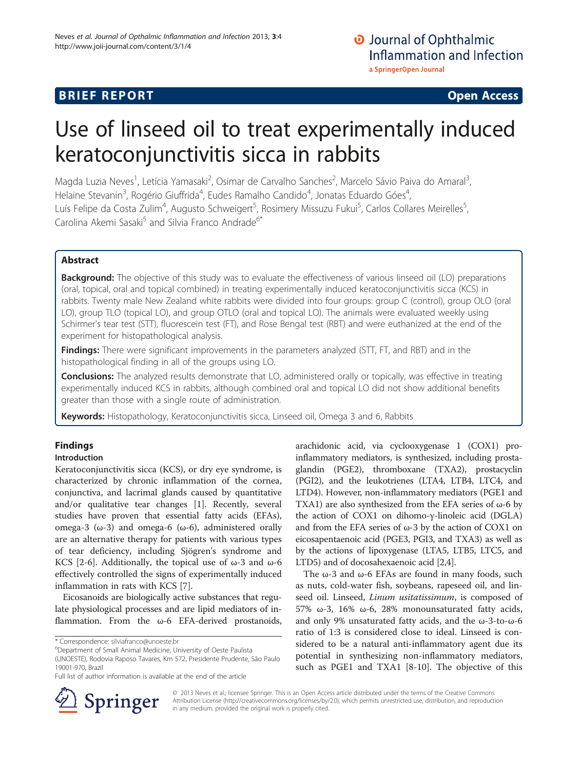BRIEF REPORT Open Access

# Use of linseed oil to treat experimentally induced keratoconjunctivitis sicca in rabbits

Magda Luzia Neves[1], Letícia Yamasaki[2], Osimar de Carvalho Sanches[2], Marcelo Sávio Paiva do Amaral[3], Helaine Stevanin[3], Rogério Giuffrida[4], Eudes Ramalho Candido[4], Jonatas Eduardo Góes[4], Luís Felipe da Costa Zulim[4], Augusto Schweigert[5], Rosimery Missuzu Fukui[5], Carlos Collares Meirelles[5], Carolina Akemi Sasaki[5] and Silvia Franco Andrade[6*]

## Abstract

**Background:** The objective of this study was to evaluate the effectiveness of various linseed oil (LO) preparations (oral, topical, oral and topical combined) in treating experimentally induced keratoconjunctivitis sicca (KCS) in rabbits. Twenty male New Zealand white rabbits were divided into four groups: group C (control), group OLO (oral LO), group TLO (topical LO), and group OTLO (oral and topical LO). The animals were evaluated weekly using Schirmer's tear test (STT), fluorescein test (FT), and Rose Bengal test (RBT) and were euthanized at the end of the experiment for histopathological analysis.

**Findings:** There were significant improvements in the parameters analyzed (STT, FT, and RBT) and in the histopathological finding in all of the groups using LO.

**Conclusions:** The analyzed results demonstrate that LO, administered orally or topically, was effective in treating experimentally induced KCS in rabbits, although combined oral and topical LO did not show additional benefits greater than those with a single route of administration.

**Keywords:** Histopathology, Keratoconjunctivitis sicca, Linseed oil, Omega 3 and 6, Rabbits

## Findings

### Introduction

Keratoconjunctivitis sicca (KCS), or dry eye syndrome, is characterized by chronic inflammation of the cornea, conjunctiva, and lacrimal glands caused by quantitative and/or qualitative tear changes [1]. Recently, several studies have proven that essential fatty acids (EFAs), omega-3 (ω-3) and omega-6 (ω-6), administered orally are an alternative therapy for patients with various types of tear deficiency, including Sjögren's syndrome and KCS [2-6]. Additionally, the topical use of ω-3 and ω-6 effectively controlled the signs of experimentally induced inflammation in rats with KCS [7].

Eicosanoids are biologically active substances that regulate physiological processes and are lipid mediators of inflammation. From the ω-6 EFA-derived prostanoids, arachidonic acid, via cyclooxygenase 1 (COX1) pro-inflammatory mediators, is synthesized, including prostaglandin (PGE2), thromboxane (TXA2), prostacyclin (PGI2), and the leukotrienes (LTA4, LTB4, LTC4, and LTD4). However, non-inflammatory mediators (PGE1 and TXA1) are also synthesized from the EFA series of ω-6 by the action of COX1 on dihomo-γ-linoleic acid (DGLA) and from the EFA series of ω-3 by the action of COX1 on eicosapentaenoic acid (PGE3, PGI3, and TXA3) as well as by the actions of lipoxygenase (LTA5, LTB5, LTC5, and LTD5) and of docosahexaenoic acid [2,4].

The ω-3 and ω-6 EFAs are found in many foods, such as nuts, cold-water fish, soybeans, rapeseed oil, and linseed oil. Linseed, *Linum usitatissimum*, is composed of 57% ω-3, 16% ω-6, 28% monounsaturated fatty acids, and only 9% unsaturated fatty acids, and the ω-3-to-ω-6 ratio of 1:3 is considered close to ideal. Linseed is considered to be a natural anti-inflammatory agent due its potential in synthesizing non-inflammatory mediators, such as PGE1 and TXA1 [8-10]. The objective of this

* Correspondence: silviafranco@unoeste.br
[6]Department of Small Animal Medicine, University of Oeste Paulista (UNOESTE), Rodovia Raposo Tavares, Km 572, Presidente Prudente, São Paulo 19001-970, Brazil
Full list of author information is available at the end of the article

© 2013 Neves et al.; licensee Springer. This is an Open Access article distributed under the terms of the Creative Commons Attribution License (http://creativecommons.org/licenses/by/2.0), which permits unrestricted use, distribution, and reproduction in any medium, provided the original work is properly cited.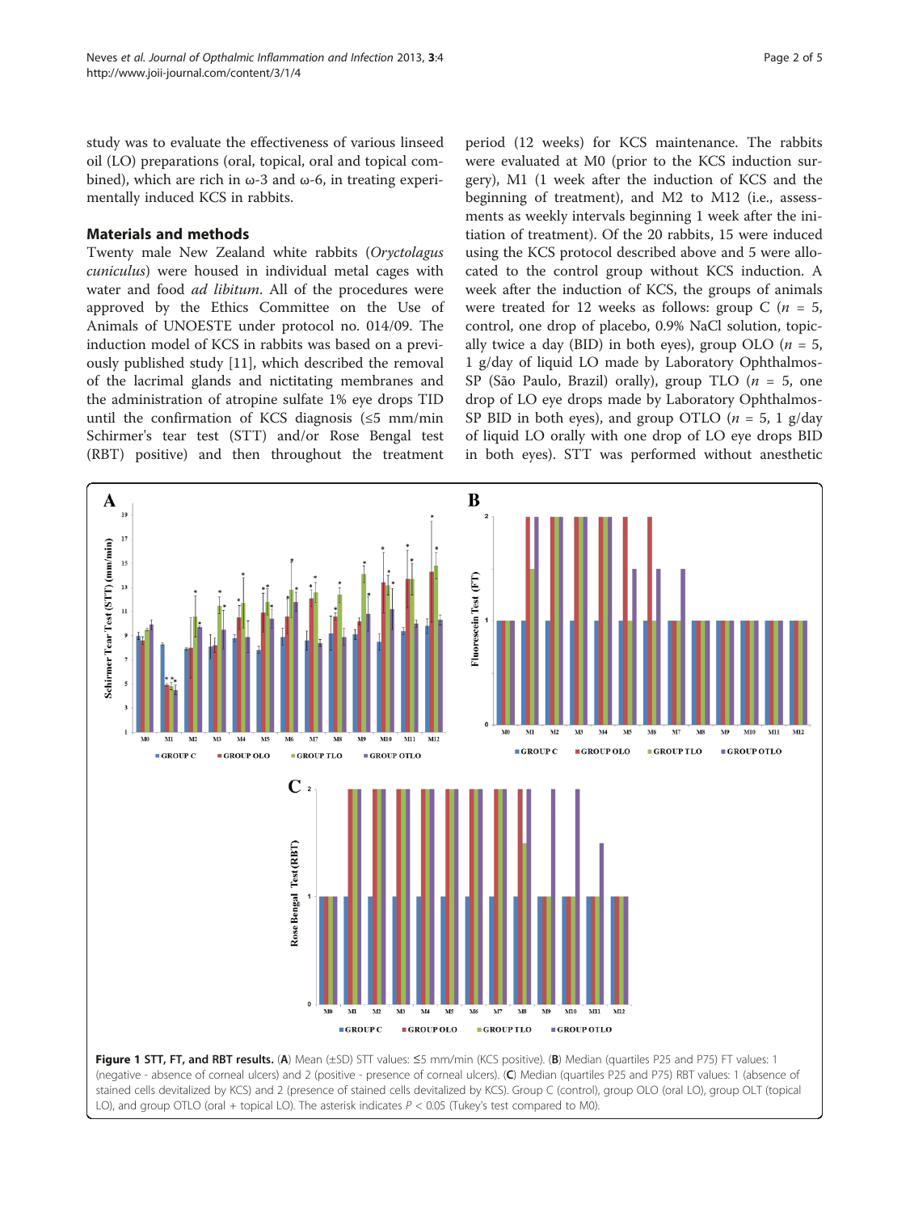study was to evaluate the effectiveness of various linseed oil (LO) preparations (oral, topical, oral and topical combined), which are rich in ω-3 and ω-6, in treating experimentally induced KCS in rabbits.

## Materials and methods

Twenty male New Zealand white rabbits (*Oryctolagus cuniculus*) were housed in individual metal cages with water and food *ad libitum*. All of the procedures were approved by the Ethics Committee on the Use of Animals of UNOESTE under protocol no. 014/09. The induction model of KCS in rabbits was based on a previously published study [11], which described the removal of the lacrimal glands and nictitating membranes and the administration of atropine sulfate 1% eye drops TID until the confirmation of KCS diagnosis (≤5 mm/min Schirmer's tear test (STT) and/or Rose Bengal test (RBT) positive) and then throughout the treatment period (12 weeks) for KCS maintenance. The rabbits were evaluated at M0 (prior to the KCS induction surgery), M1 (1 week after the induction of KCS and the beginning of treatment), and M2 to M12 (i.e., assessments as weekly intervals beginning 1 week after the initiation of treatment). Of the 20 rabbits, 15 were induced using the KCS protocol described above and 5 were allocated to the control group without KCS induction. A week after the induction of KCS, the groups of animals were treated for 12 weeks as follows: group C ($n$ = 5, control, one drop of placebo, 0.9% NaCl solution, topically twice a day (BID) in both eyes), group OLO ($n$ = 5, 1 g/day of liquid LO made by Laboratory Ophthalmos-SP (São Paulo, Brazil) orally), group TLO ($n$ = 5, one drop of LO eye drops made by Laboratory Ophthalmos-SP BID in both eyes), and group OTLO ($n$ = 5, 1 g/day of liquid LO orally with one drop of LO eye drops BID in both eyes). STT was performed without anesthetic

**Figure 1 STT, FT, and RBT results.** (**A**) Mean (±SD) STT values: ≤5 mm/min (KCS positive). (**B**) Median (quartiles P25 and P75) FT values: 1 (negative - absence of corneal ulcers) and 2 (positive - presence of corneal ulcers). (**C**) Median (quartiles P25 and P75) RBT values: 1 (absence of stained cells devitalized by KCS) and 2 (presence of stained cells devitalized by KCS). Group C (control), group OLO (oral LO), group OLT (topical LO), and group OTLO (oral + topical LO). The asterisk indicates $P < 0.05$ (Tukey's test compared to M0).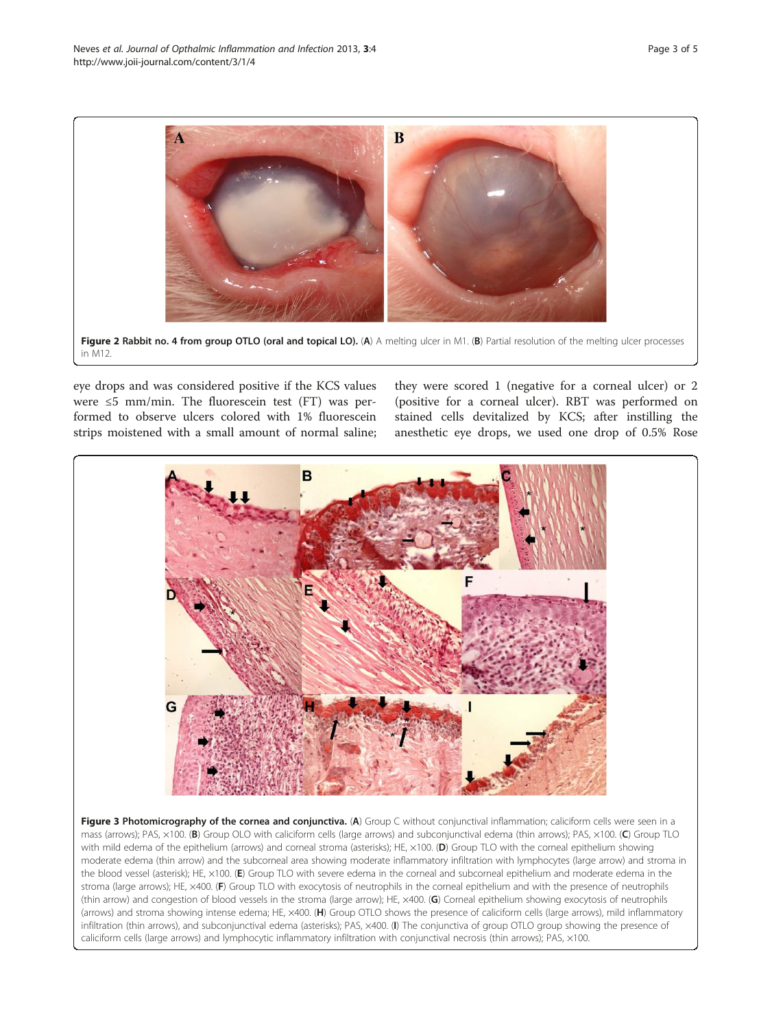**Figure 2 Rabbit no. 4 from group OTLO (oral and topical LO).** (**A**) A melting ulcer in M1. (**B**) Partial resolution of the melting ulcer processes in M12.

eye drops and was considered positive if the KCS values were ≤5 mm/min. The fluorescein test (FT) was performed to observe ulcers colored with 1% fluorescein strips moistened with a small amount of normal saline; they were scored 1 (negative for a corneal ulcer) or 2 (positive for a corneal ulcer). RBT was performed on stained cells devitalized by KCS; after instilling the anesthetic eye drops, we used one drop of 0.5% Rose

**Figure 3 Photomicrography of the cornea and conjunctiva.** (**A**) Group C without conjunctival inflammation; caliciform cells were seen in a mass (arrows); PAS, ×100. (**B**) Group OLO with caliciform cells (large arrows) and subconjunctival edema (thin arrows); PAS, ×100. (**C**) Group TLO with mild edema of the epithelium (arrows) and corneal stroma (asterisks); HE, ×100. (**D**) Group TLO with the corneal epithelium showing moderate edema (thin arrow) and the subcorneal area showing moderate inflammatory infiltration with lymphocytes (large arrow) and stroma in the blood vessel (asterisk); HE, ×100. (**E**) Group TLO with severe edema in the corneal and subcorneal epithelium and moderate edema in the stroma (large arrows); HE, ×400. (**F**) Group TLO with exocytosis of neutrophils in the corneal epithelium and with the presence of neutrophils (thin arrow) and congestion of blood vessels in the stroma (large arrow); HE, ×400. (**G**) Corneal epithelium showing exocytosis of neutrophils (arrows) and stroma showing intense edema; HE, ×400. (**H**) Group OTLO shows the presence of caliciform cells (large arrows), mild inflammatory infiltration (thin arrows), and subconjunctival edema (asterisks); PAS, ×400. (**I**) The conjunctiva of group OTLO group showing the presence of caliciform cells (large arrows) and lymphocytic inflammatory infiltration with conjunctival necrosis (thin arrows); PAS, ×100.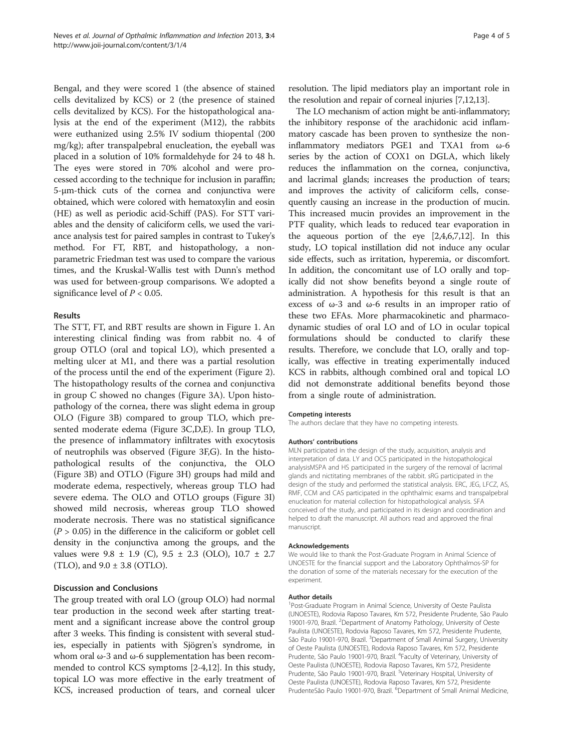Bengal, and they were scored 1 (the absence of stained cells devitalized by KCS) or 2 (the presence of stained cells devitalized by KCS). For the histopathological analysis at the end of the experiment (M12), the rabbits were euthanized using 2.5% IV sodium thiopental (200 mg/kg); after transpalpebral enucleation, the eyeball was placed in a solution of 10% formaldehyde for 24 to 48 h. The eyes were stored in 70% alcohol and were processed according to the technique for inclusion in paraffin; 5-μm-thick cuts of the cornea and conjunctiva were obtained, which were colored with hematoxylin and eosin (HE) as well as periodic acid-Schiff (PAS). For STT variables and the density of caliciform cells, we used the variance analysis test for paired samples in contrast to Tukey's method. For FT, RBT, and histopathology, a nonparametric Friedman test was used to compare the various times, and the Kruskal-Wallis test with Dunn's method was used for between-group comparisons. We adopted a significance level of $P < 0.05$.

## Results

The STT, FT, and RBT results are shown in Figure 1. An interesting clinical finding was from rabbit no. 4 of group OTLO (oral and topical LO), which presented a melting ulcer at M1, and there was a partial resolution of the process until the end of the experiment (Figure 2). The histopathology results of the cornea and conjunctiva in group C showed no changes (Figure 3A). Upon histopathology of the cornea, there was slight edema in group OLO (Figure 3B) compared to group TLO, which presented moderate edema (Figure 3C,D,E). In group TLO, the presence of inflammatory infiltrates with exocytosis of neutrophils was observed (Figure 3F,G). In the histopathological results of the conjunctiva, the OLO (Figure 3B) and OTLO (Figure 3H) groups had mild and moderate edema, respectively, whereas group TLO had severe edema. The OLO and OTLO groups (Figure 3I) showed mild necrosis, whereas group TLO showed moderate necrosis. There was no statistical significance ($P > 0.05$) in the difference in the caliciform or goblet cell density in the conjunctiva among the groups, and the values were 9.8 ± 1.9 (C), 9.5 ± 2.3 (OLO), 10.7 ± 2.7 (TLO), and 9.0 ± 3.8 (OTLO).

## Discussion and Conclusions

The group treated with oral LO (group OLO) had normal tear production in the second week after starting treatment and a significant increase above the control group after 3 weeks. This finding is consistent with several studies, especially in patients with Sjögren's syndrome, in whom oral ω-3 and ω-6 supplementation has been recommended to control KCS symptoms [2-4,12]. In this study, topical LO was more effective in the early treatment of KCS, increased production of tears, and corneal ulcer resolution. The lipid mediators play an important role in the resolution and repair of corneal injuries [7,12,13].

The LO mechanism of action might be anti-inflammatory; the inhibitory response of the arachidonic acid inflammatory cascade has been proven to synthesize the non-inflammatory mediators PGE1 and TXA1 from ω-6 series by the action of COX1 on DGLA, which likely reduces the inflammation on the cornea, conjunctiva, and lacrimal glands; increases the production of tears; and improves the activity of caliciform cells, consequently causing an increase in the production of mucin. This increased mucin provides an improvement in the PTF quality, which leads to reduced tear evaporation in the aqueous portion of the eye [2,4,6,7,12]. In this study, LO topical instillation did not induce any ocular side effects, such as irritation, hyperemia, or discomfort. In addition, the concomitant use of LO orally and topically did not show benefits beyond a single route of administration. A hypothesis for this result is that an excess of ω-3 and ω-6 results in an improper ratio of these two EFAs. More pharmacokinetic and pharmacodynamic studies of oral LO and of LO in ocular topical formulations should be conducted to clarify these results. Therefore, we conclude that LO, orally and topically, was effective in treating experimentally induced KCS in rabbits, although combined oral and topical LO did not demonstrate additional benefits beyond those from a single route of administration.

#### Competing interests

The authors declare that they have no competing interests.

#### Authors' contributions

MLN participated in the design of the study, acquisition, analysis and interpretation of data. LY and OCS participated in the histopathological analysisMSPA and HS participated in the surgery of the removal of lacrimal glands and nictitating membranes of the rabbit. sRG participated in the design of the study and performed the statistical analysis. ERC, JEG, LFCZ, AS, RMF, CCM and CAS participated in the ophthalmic exams and transpalpebral enucleation for material collection for histopathological analysis. SFA conceived of the study, and participated in its design and coordination and helped to draft the manuscript. All authors read and approved the final manuscript.

#### Acknowledgements

We would like to thank the Post-Graduate Program in Animal Science of UNOESTE for the financial support and the Laboratory Ophthalmos-SP for the donation of some of the materials necessary for the execution of the experiment.

#### Author details

[1]Post-Graduate Program in Animal Science, University of Oeste Paulista (UNOESTE), Rodovia Raposo Tavares, Km 572, Presidente Prudente, São Paulo 19001-970, Brazil. [2]Department of Anatomy Pathology, University of Oeste Paulista (UNOESTE), Rodovia Raposo Tavares, Km 572, Presidente Prudente, São Paulo 19001-970, Brazil. [3]Department of Small Animal Surgery, University of Oeste Paulista (UNOESTE), Rodovia Raposo Tavares, Km 572, Presidente Prudente, São Paulo 19001-970, Brazil. [4]Faculty of Veterinary, University of Oeste Paulista (UNOESTE), Rodovia Raposo Tavares, Km 572, Presidente Prudente, São Paulo 19001-970, Brazil. [5]Veterinary Hospital, University of Oeste Paulista (UNOESTE), Rodovia Raposo Tavares, Km 572, Presidente PrudenteSão Paulo 19001-970, Brazil. [6]Department of Small Animal Medicine,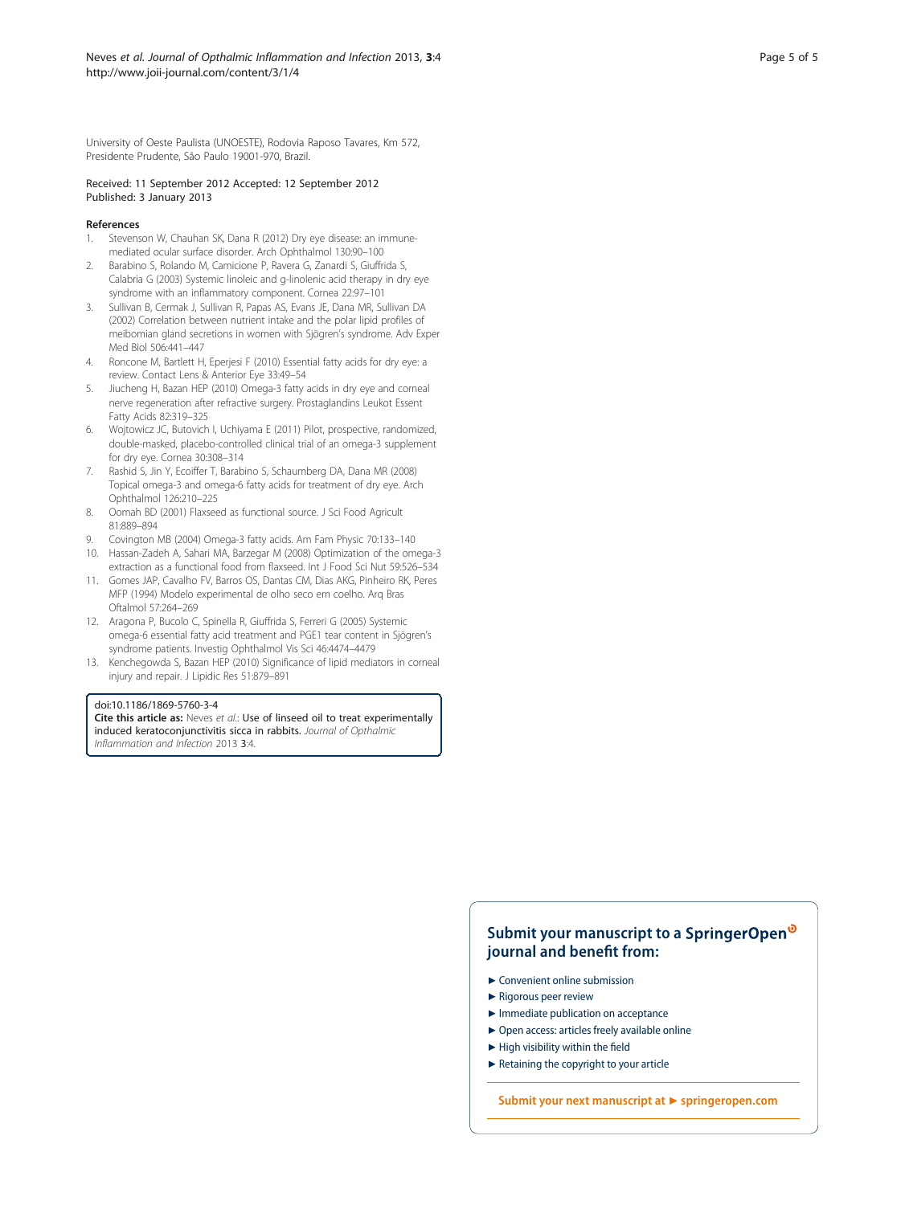University of Oeste Paulista (UNOESTE), Rodovia Raposo Tavares, Km 572, Presidente Prudente, São Paulo 19001-970, Brazil.

Received: 11 September 2012 Accepted: 12 September 2012
Published: 3 January 2013

## References

1. Stevenson W, Chauhan SK, Dana R (2012) Dry eye disease: an immune-mediated ocular surface disorder. Arch Ophthalmol 130:90–100
2. Barabino S, Rolando M, Camicione P, Ravera G, Zanardi S, Giuffrida S, Calabria G (2003) Systemic linoleic and g-linolenic acid therapy in dry eye syndrome with an inflammatory component. Cornea 22:97–101
3. Sullivan B, Cermak J, Sullivan R, Papas AS, Evans JE, Dana MR, Sullivan DA (2002) Correlation between nutrient intake and the polar lipid profiles of meibomian gland secretions in women with Sjögren's syndrome. Adv Exper Med Biol 506:441–447
4. Roncone M, Bartlett H, Eperjesi F (2010) Essential fatty acids for dry eye: a review. Contact Lens & Anterior Eye 33:49–54
5. Jiucheng H, Bazan HEP (2010) Omega-3 fatty acids in dry eye and corneal nerve regeneration after refractive surgery. Prostaglandins Leukot Essent Fatty Acids 82:319–325
6. Wojtowicz JC, Butovich I, Uchiyama E (2011) Pilot, prospective, randomized, double-masked, placebo-controlled clinical trial of an omega-3 supplement for dry eye. Cornea 30:308–314
7. Rashid S, Jin Y, Ecoiffer T, Barabino S, Schaumberg DA, Dana MR (2008) Topical omega-3 and omega-6 fatty acids for treatment of dry eye. Arch Ophthalmol 126:210–225
8. Oomah BD (2001) Flaxseed as functional source. J Sci Food Agricult 81:889–894
9. Covington MB (2004) Omega-3 fatty acids. Am Fam Physic 70:133–140
10. Hassan-Zadeh A, Sahari MA, Barzegar M (2008) Optimization of the omega-3 extraction as a functional food from flaxseed. Int J Food Sci Nut 59:526–534
11. Gomes JAP, Cavalho FV, Barros OS, Dantas CM, Dias AKG, Pinheiro RK, Peres MFP (1994) Modelo experimental de olho seco em coelho. Arq Bras Oftalmol 57:264–269
12. Aragona P, Bucolo C, Spinella R, Giuffrida S, Ferreri G (2005) Systemic omega-6 essential fatty acid treatment and PGE1 tear content in Sjögren's syndrome patients. Investig Ophthalmol Vis Sci 46:4474–4479
13. Kenchegowda S, Bazan HEP (2010) Significance of lipid mediators in corneal injury and repair. J Lipidic Res 51:879–891

doi:10.1186/1869-5760-3-4
**Cite this article as:** Neves *et al.*: Use of linseed oil to treat experimentally induced keratoconjunctivitis sicca in rabbits. *Journal of Opthalmic Inflammation and Infection* 2013 **3**:4.

**Submit your manuscript to a SpringerOpen journal and benefit from:**

- ► Convenient online submission
- ► Rigorous peer review
- ► Immediate publication on acceptance
- ► Open access: articles freely available online
- ► High visibility within the field
- ► Retaining the copyright to your article

**Submit your next manuscript at ► springeropen.com**